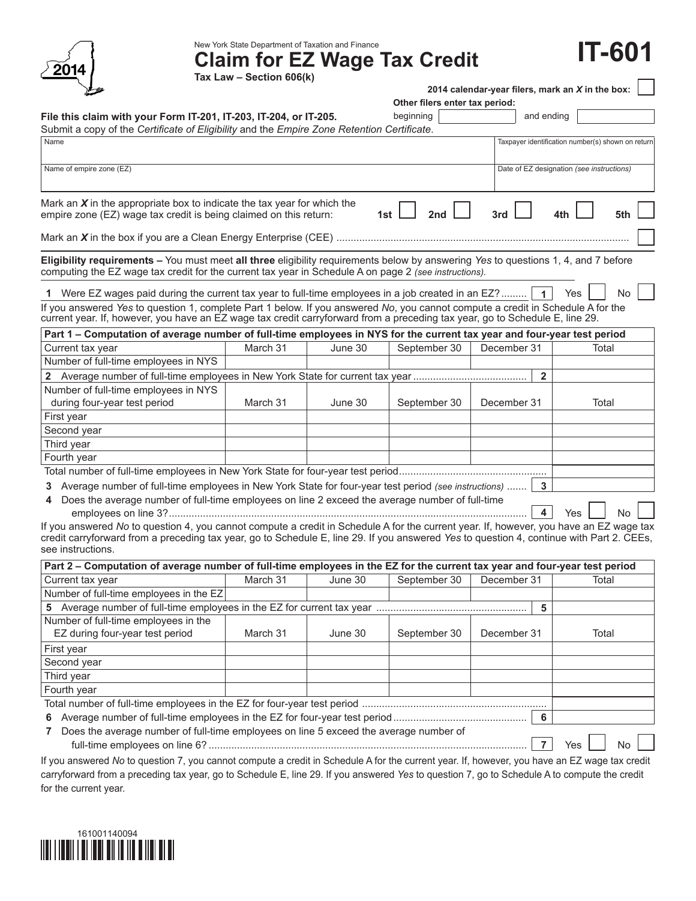2014

New York State Department of Taxation and Finance

# Claim for EZ Wage Tax Credit

**Tax Law – Section 606(k)**

# IT-601

**2014 calendar-year filers, mark an *X* in the box:** ☐

**Other filers enter tax period:**

beginning ______ and ending ______

**File this claim with your Form IT-201, IT-203, IT-204, or IT-205.**

Submit a copy of the *Certificate of Eligibility* and the *Empire Zone Retention Certificate*.

| Name | Taxpayer identification number(s) shown on return |
|---|---|
| | |
| **Name of empire zone (EZ)** | **Date of EZ designation** *(see instructions)* |
| | |

Mark an ***X*** in the appropriate box to indicate the tax year for which the empire zone (EZ) wage tax credit is being claimed on this return: 1st ☐ 2nd ☐ 3rd ☐ 4th ☐ 5th ☐

Mark an ***X*** in the box if you are a Clean Energy Enterprise (CEE) ............ ☐

**Eligibility requirements –** You must meet **all three** eligibility requirements below by answering *Yes* to questions 1, 4, and 7 before computing the EZ wage tax credit for the current tax year in Schedule A on page 2 *(see instructions)*.

**1** Were EZ wages paid during the current tax year to full-time employees in a job created in an EZ? ......... **1** Yes ☐ No ☐

If you answered *Yes* to question 1, complete Part 1 below. If you answered *No*, you cannot compute a credit in Schedule A for the current year. If, however, you have an EZ wage tax credit carryforward from a preceding tax year, go to Schedule E, line 29.

| **Part 1 – Computation of average number of full-time employees in NYS for the current tax year and four-year test period** | | | | | |
|---|---|---|---|---|---|
| Current tax year | March 31 | June 30 | September 30 | December 31 | Total |
| Number of full-time employees in NYS | | | | | |
| **2** Average number of full-time employees in New York State for current tax year ........ | | | | **2** | |
| Number of full-time employees in NYS during four-year test period | March 31 | June 30 | September 30 | December 31 | Total |
| First year | | | | | |
| Second year | | | | | |
| Third year | | | | | |
| Fourth year | | | | | |
| Total number of full-time employees in New York State for four-year test period ........ | | | | | |
| **3** Average number of full-time employees in New York State for four-year test period *(see instructions)* ....... | | | | **3** | |

**4** Does the average number of full-time employees on line 2 exceed the average number of full-time employees on line 3? ........ **4** Yes ☐ No ☐

If you answered *No* to question 4, you cannot compute a credit in Schedule A for the current year. If, however, you have an EZ wage tax credit carryforward from a preceding tax year, go to Schedule E, line 29. If you answered *Yes* to question 4, continue with Part 2. CEEs, see instructions.

| **Part 2 – Computation of average number of full-time employees in the EZ for the current tax year and four-year test period** | | | | | |
|---|---|---|---|---|---|
| Current tax year | March 31 | June 30 | September 30 | December 31 | Total |
| Number of full-time employees in the EZ | | | | | |
| **5** Average number of full-time employees in the EZ for current tax year ........ | | | | **5** | |
| Number of full-time employees in the EZ during four-year test period | March 31 | June 30 | September 30 | December 31 | Total |
| First year | | | | | |
| Second year | | | | | |
| Third year | | | | | |
| Fourth year | | | | | |
| Total number of full-time employees in the EZ for four-year test period ........ | | | | | |
| **6** Average number of full-time employees in the EZ for four-year test period ........ | | | | **6** | |

**7** Does the average number of full-time employees on line 5 exceed the average number of full-time employees on line 6? ........ **7** Yes ☐ No ☐

If you answered *No* to question 7, you cannot compute a credit in Schedule A for the current year. If, however, you have an EZ wage tax credit carryforward from a preceding tax year, go to Schedule E, line 29. If you answered *Yes* to question 7, go to Schedule A to compute the credit for the current year.

161001140094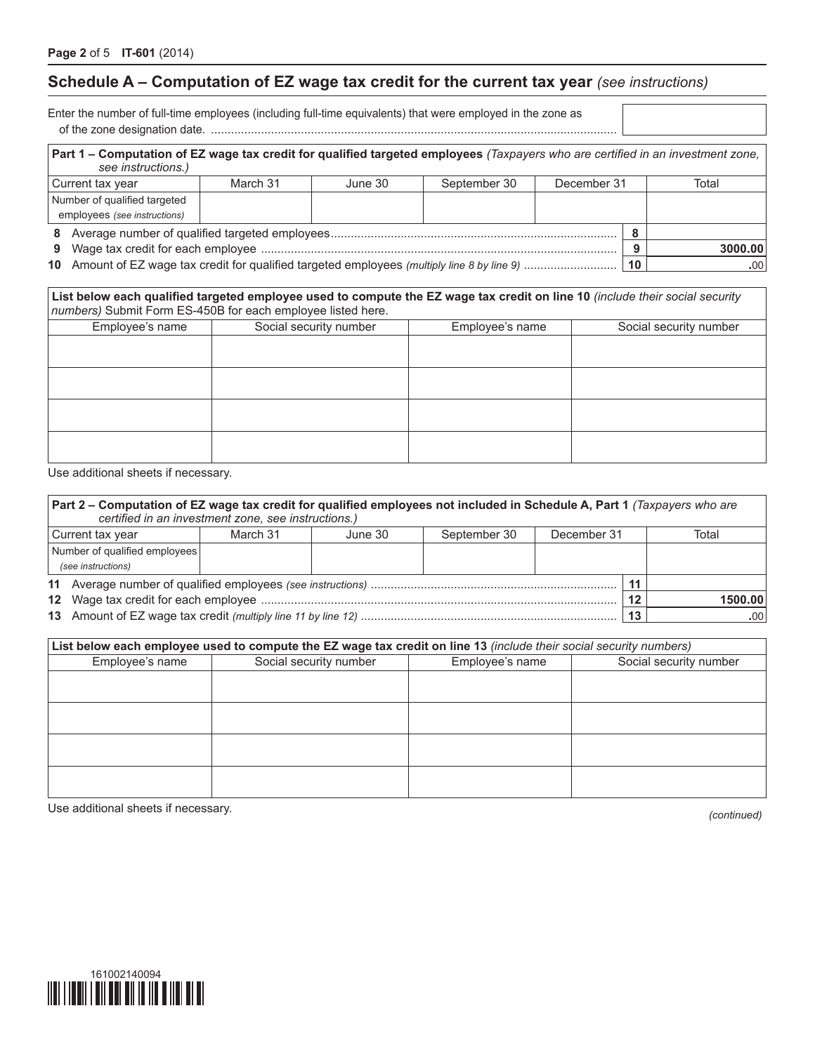## Schedule A – Computation of EZ wage tax credit for the current tax year *(see instructions)*

Enter the number of full-time employees (including full-time equivalents) that were employed in the zone as of the zone designation date. ..........

**Part 1 – Computation of EZ wage tax credit for qualified targeted employees** *(Taxpayers who are certified in an investment zone, see instructions.)*

| Current tax year | March 31 | June 30 | September 30 | December 31 | Total |
|---|---|---|---|---|---|
| Number of qualified targeted employees *(see instructions)* | | | | | |

| | | | |
|---|---|---|---|
| **8** | Average number of qualified targeted employees .......... | 8 | |
| **9** | Wage tax credit for each employee .......... | 9 | 3000.00 |
| **10** | Amount of EZ wage tax credit for qualified targeted employees *(multiply line 8 by line 9)* .......... | 10 | .00 |

**List below each qualified targeted employee used to compute the EZ wage tax credit on line 10** *(include their social security numbers)* Submit Form ES-450B for each employee listed here.

| Employee's name | Social security number | Employee's name | Social security number |
|---|---|---|---|
| | | | |
| | | | |
| | | | |
| | | | |

Use additional sheets if necessary.

**Part 2 – Computation of EZ wage tax credit for qualified employees not included in Schedule A, Part 1** *(Taxpayers who are certified in an investment zone, see instructions.)*

| Current tax year | March 31 | June 30 | September 30 | December 31 | Total |
|---|---|---|---|---|---|
| Number of qualified employees *(see instructions)* | | | | | |

| | | | |
|---|---|---|---|
| **11** | Average number of qualified employees *(see instructions)* .......... | 11 | |
| **12** | Wage tax credit for each employee .......... | 12 | 1500.00 |
| **13** | Amount of EZ wage tax credit *(multiply line 11 by line 12)* .......... | 13 | .00 |

**List below each employee used to compute the EZ wage tax credit on line 13** *(include their social security numbers)*

| Employee's name | Social security number | Employee's name | Social security number |
|---|---|---|---|
| | | | |
| | | | |
| | | | |
| | | | |

Use additional sheets if necessary.

*(continued)*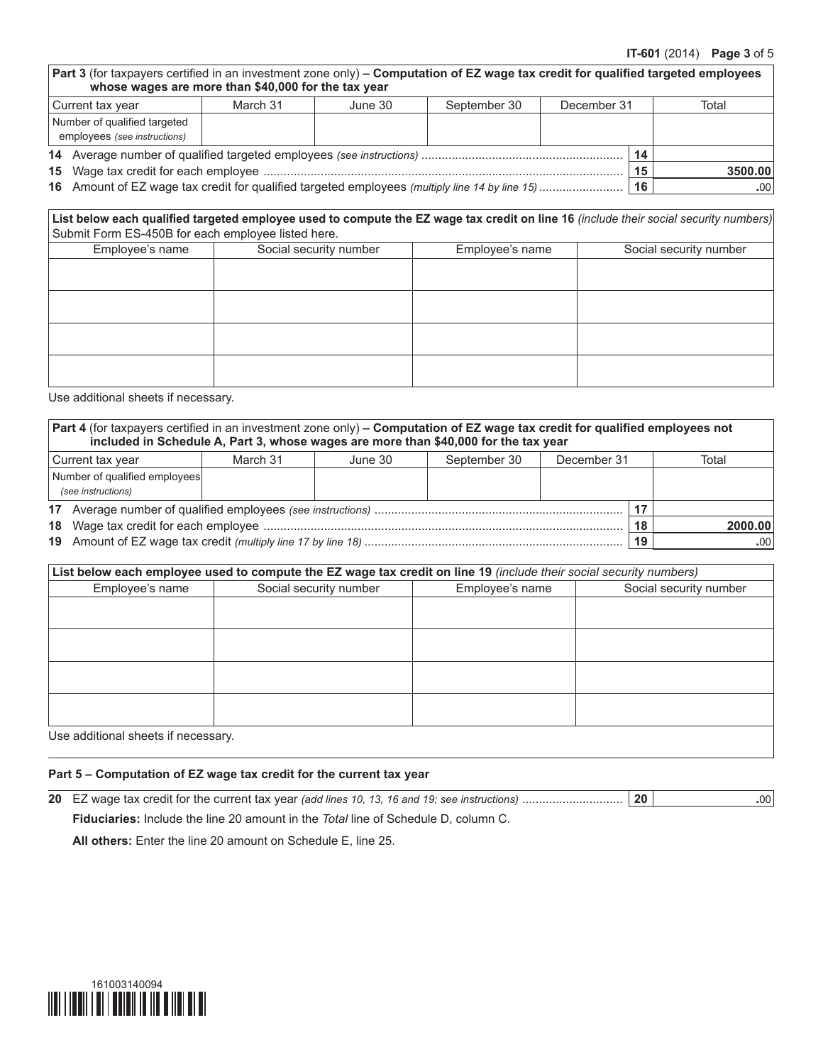**Part 3** (for taxpayers certified in an investment zone only) **– Computation of EZ wage tax credit for qualified targeted employees whose wages are more than $40,000 for the tax year**

| Current tax year | March 31 | June 30 | September 30 | December 31 | Total |
|---|---|---|---|---|---|
| Number of qualified targeted employees *(see instructions)* | | | | | |

| | | | |
|---|---|---|---|
| **14** | Average number of qualified targeted employees *(see instructions)* | **14** | |
| **15** | Wage tax credit for each employee | **15** | **3500.00** |
| **16** | Amount of EZ wage tax credit for qualified targeted employees *(multiply line 14 by line 15)* | **16** | **.**00 |

**List below each qualified targeted employee used to compute the EZ wage tax credit on line 16** *(include their social security numbers)* Submit Form ES-450B for each employee listed here.

| Employee's name | Social security number | Employee's name | Social security number |
|---|---|---|---|
| | | | |
| | | | |
| | | | |
| | | | |

Use additional sheets if necessary.

**Part 4** (for taxpayers certified in an investment zone only) **– Computation of EZ wage tax credit for qualified employees not included in Schedule A, Part 3, whose wages are more than $40,000 for the tax year**

| Current tax year | March 31 | June 30 | September 30 | December 31 | Total |
|---|---|---|---|---|---|
| Number of qualified employees *(see instructions)* | | | | | |

| | | | |
|---|---|---|---|
| **17** | Average number of qualified employees *(see instructions)* | **17** | |
| **18** | Wage tax credit for each employee | **18** | **2000.00** |
| **19** | Amount of EZ wage tax credit *(multiply line 17 by line 18)* | **19** | **.**00 |

**List below each employee used to compute the EZ wage tax credit on line 19** *(include their social security numbers)*

| Employee's name | Social security number | Employee's name | Social security number |
|---|---|---|---|
| | | | |
| | | | |
| | | | |
| | | | |

Use additional sheets if necessary.

**Part 5 – Computation of EZ wage tax credit for the current tax year**

| | | | |
|---|---|---|---|
| **20** | EZ wage tax credit for the current tax year *(add lines 10, 13, 16 and 19; see instructions)* | **20** | **.**00 |

**Fiduciaries:** Include the line 20 amount in the *Total* line of Schedule D, column C.

**All others:** Enter the line 20 amount on Schedule E, line 25.

161003140094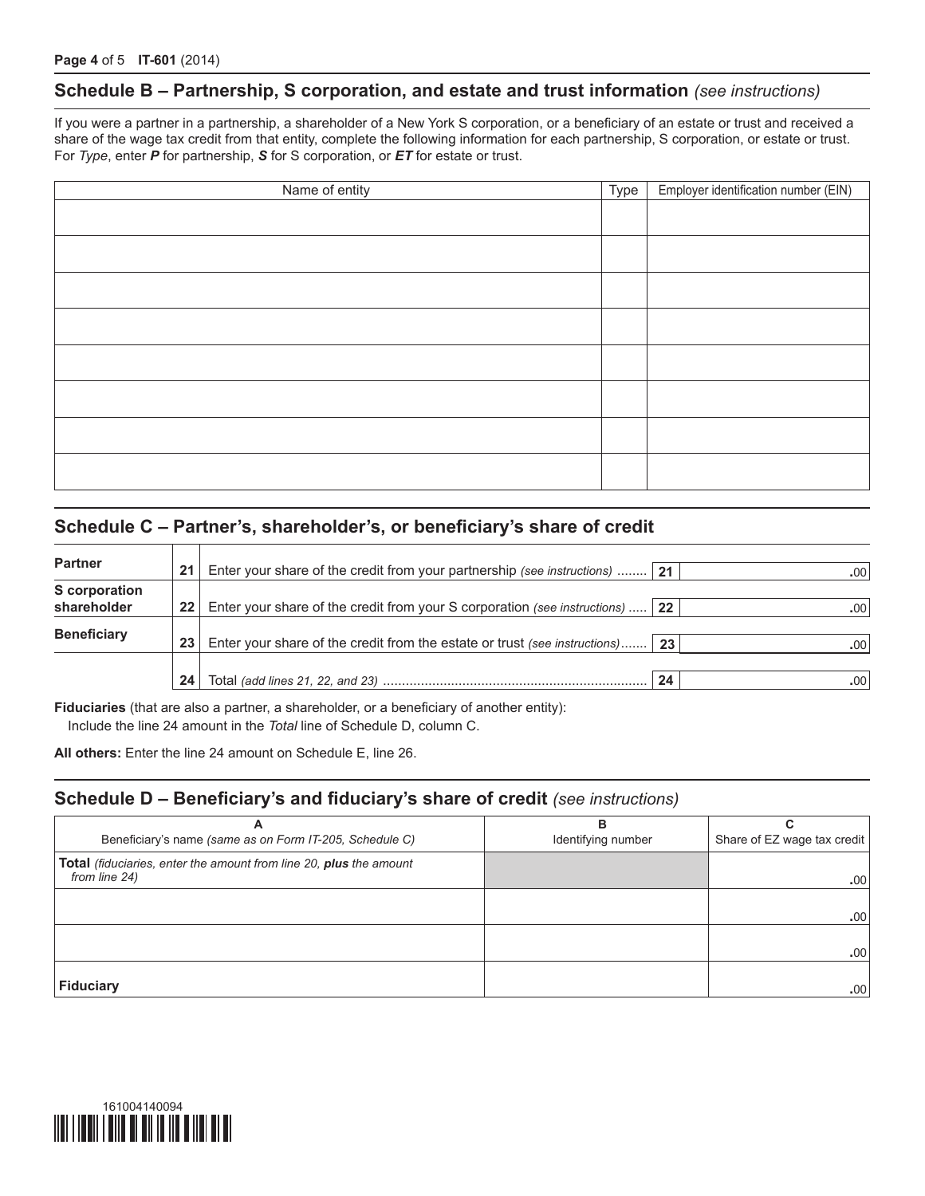## Schedule B – Partnership, S corporation, and estate and trust information *(see instructions)*

If you were a partner in a partnership, a shareholder of a New York S corporation, or a beneficiary of an estate or trust and received a share of the wage tax credit from that entity, complete the following information for each partnership, S corporation, or estate or trust. For *Type*, enter ***P*** for partnership, ***S*** for S corporation, or ***ET*** for estate or trust.

| Name of entity | Type | Employer identification number (EIN) |
|---|---|---|
| | | |
| | | |
| | | |
| | | |
| | | |
| | | |
| | | |
| | | |

## Schedule C – Partner's, shareholder's, or beneficiary's share of credit

| | | | | |
|---|---|---|---|---|
| **Partner** | 21 | Enter your share of the credit from your partnership *(see instructions)* ........ | 21 | .00 |
| **S corporation shareholder** | 22 | Enter your share of the credit from your S corporation *(see instructions)* ..... | 22 | .00 |
| **Beneficiary** | 23 | Enter your share of the credit from the estate or trust *(see instructions)*....... | 23 | .00 |
| | 24 | Total *(add lines 21, 22, and 23)* ..................................................................... | 24 | .00 |

**Fiduciaries** (that are also a partner, a shareholder, or a beneficiary of another entity):
Include the line 24 amount in the *Total* line of Schedule D, column C.

**All others:** Enter the line 24 amount on Schedule E, line 26.

## Schedule D – Beneficiary's and fiduciary's share of credit *(see instructions)*

| A<br>Beneficiary's name *(same as on Form IT-205, Schedule C)* | B<br>Identifying number | C<br>Share of EZ wage tax credit |
|---|---|---|
| **Total** *(fiduciaries, enter the amount from line 20,* ***plus*** *the amount from line 24)* | | .00 |
| | | .00 |
| | | .00 |
| **Fiduciary** | | .00 |

161004140094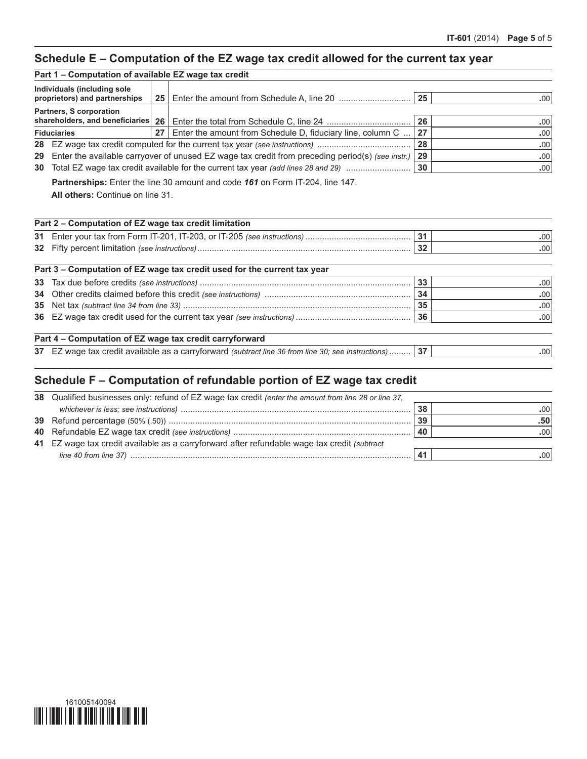## Schedule E – Computation of the EZ wage tax credit allowed for the current tax year

### Part 1 – Computation of available EZ wage tax credit

| | | | | |
|---|---|---|---|---|
| Individuals (including sole proprietors) and partnerships | 25 | Enter the amount from Schedule A, line 20 | 25 | .00 |
| Partners, S corporation shareholders, and beneficiaries | 26 | Enter the total from Schedule C, line 24 | 26 | .00 |
| Fiduciaries | 27 | Enter the amount from Schedule D, fiduciary line, column C | 27 | .00 |

| | | | |
|---|---|---|---|
| 28 | EZ wage tax credit computed for the current tax year *(see instructions)* | 28 | .00 |
| 29 | Enter the available carryover of unused EZ wage tax credit from preceding period(s) *(see instr.)* | 29 | .00 |
| 30 | Total EZ wage tax credit available for the current tax year *(add lines 28 and 29)* | 30 | .00 |

**Partnerships:** Enter the line 30 amount and code ***161*** on Form IT-204, line 147.

**All others:** Continue on line 31.

### Part 2 – Computation of EZ wage tax credit limitation

| | | | |
|---|---|---|---|
| 31 | Enter your tax from Form IT-201, IT-203, or IT-205 *(see instructions)* | 31 | .00 |
| 32 | Fifty percent limitation *(see instructions)* | 32 | .00 |

### Part 3 – Computation of EZ wage tax credit used for the current tax year

| | | | |
|---|---|---|---|
| 33 | Tax due before credits *(see instructions)* | 33 | .00 |
| 34 | Other credits claimed before this credit *(see instructions)* | 34 | .00 |
| 35 | Net tax *(subtract line 34 from line 33)* | 35 | .00 |
| 36 | EZ wage tax credit used for the current tax year *(see instructions)* | 36 | .00 |

### Part 4 – Computation of EZ wage tax credit carryforward

| | | | |
|---|---|---|---|
| 37 | EZ wage tax credit available as a carryforward *(subtract line 36 from line 30; see instructions)* | 37 | .00 |

## Schedule F – Computation of refundable portion of EZ wage tax credit

| | | | |
|---|---|---|---|
| 38 | Qualified businesses only: refund of EZ wage tax credit *(enter the amount from line 28 or line 37, whichever is less; see instructions)* | 38 | .00 |
| 39 | Refund percentage (50% (.50)) | 39 | .50 |
| 40 | Refundable EZ wage tax credit *(see instructions)* | 40 | .00 |
| 41 | EZ wage tax credit available as a carryforward after refundable wage tax credit *(subtract line 40 from line 37)* | 41 | .00 |

161005140094